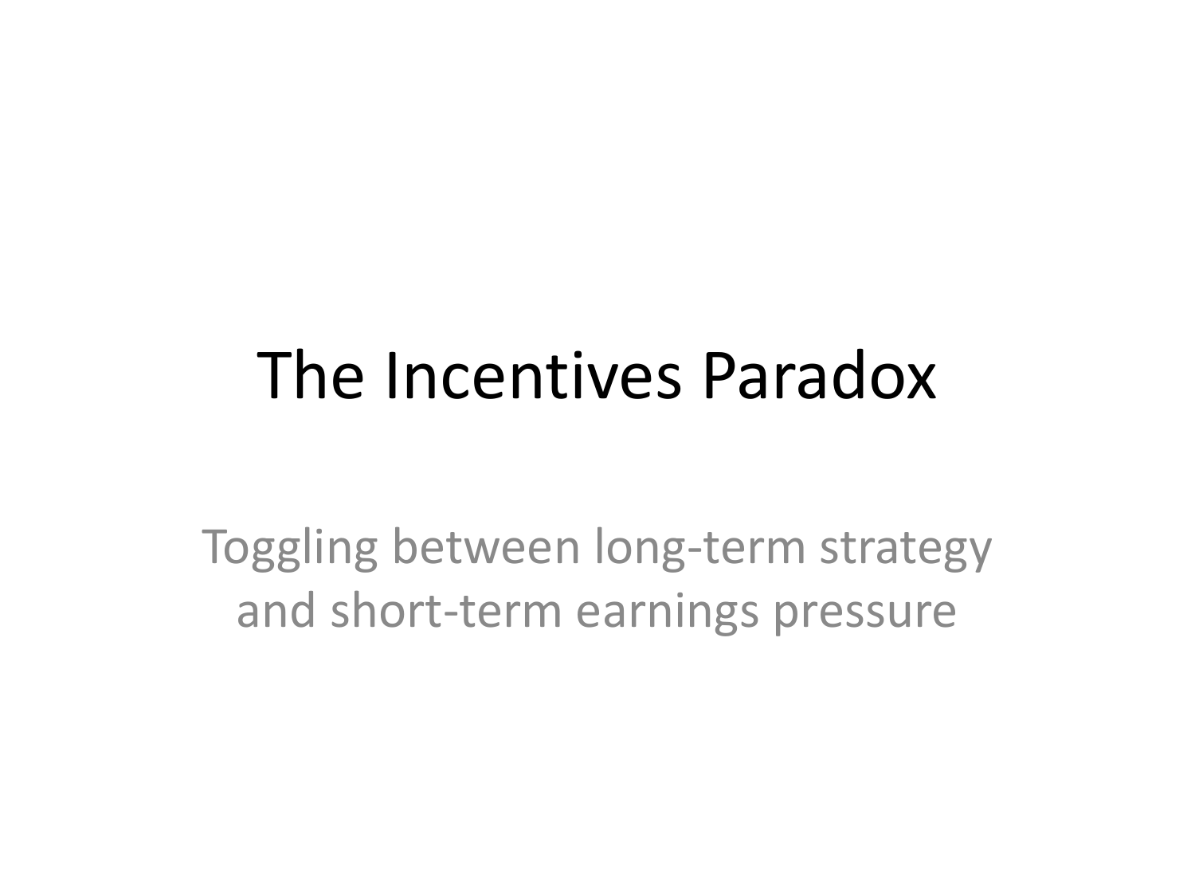# The Incentives Paradox

Toggling between long-term strategy and short-term earnings pressure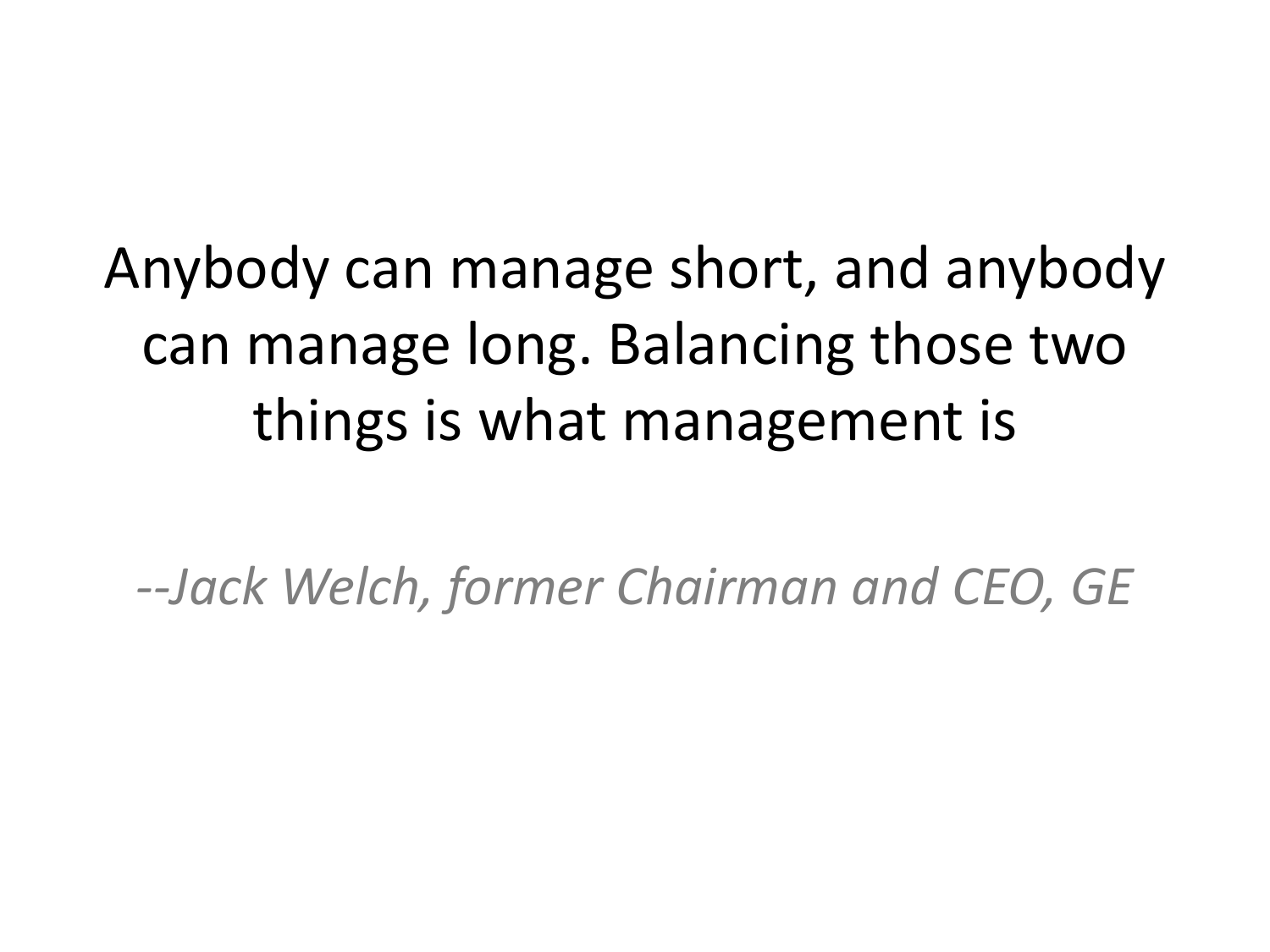Anybody can manage short, and anybody can manage long. Balancing those two things is what management is

*--Jack Welch, former Chairman and CEO, GE*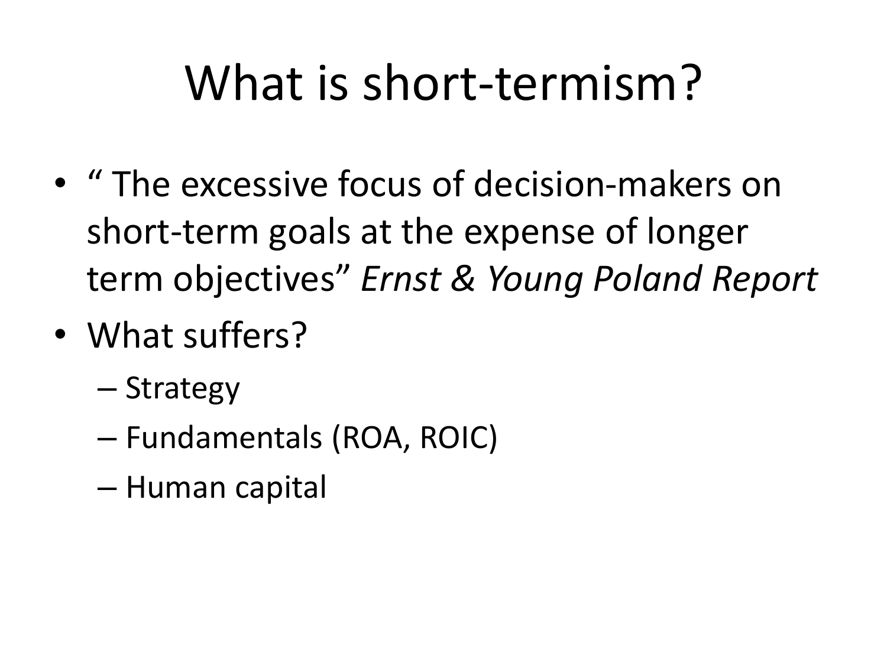# What is short-termism?

- " The excessive focus of decision-makers on short-term goals at the expense of longer term objectives" *Ernst & Young Poland Report*
- What suffers?
  - Strategy
  - Fundamentals (ROA, ROIC)
  - Human capital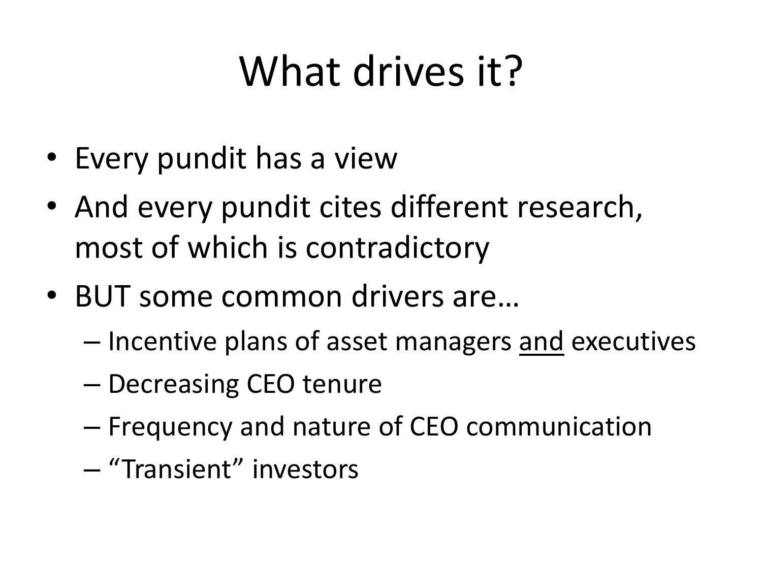# What drives it?

- Every pundit has a view
- And every pundit cites different research, most of which is contradictory
- BUT some common drivers are…
  - Incentive plans of asset managers <u>and</u> executives
  - Decreasing CEO tenure
  - Frequency and nature of CEO communication
  - "Transient" investors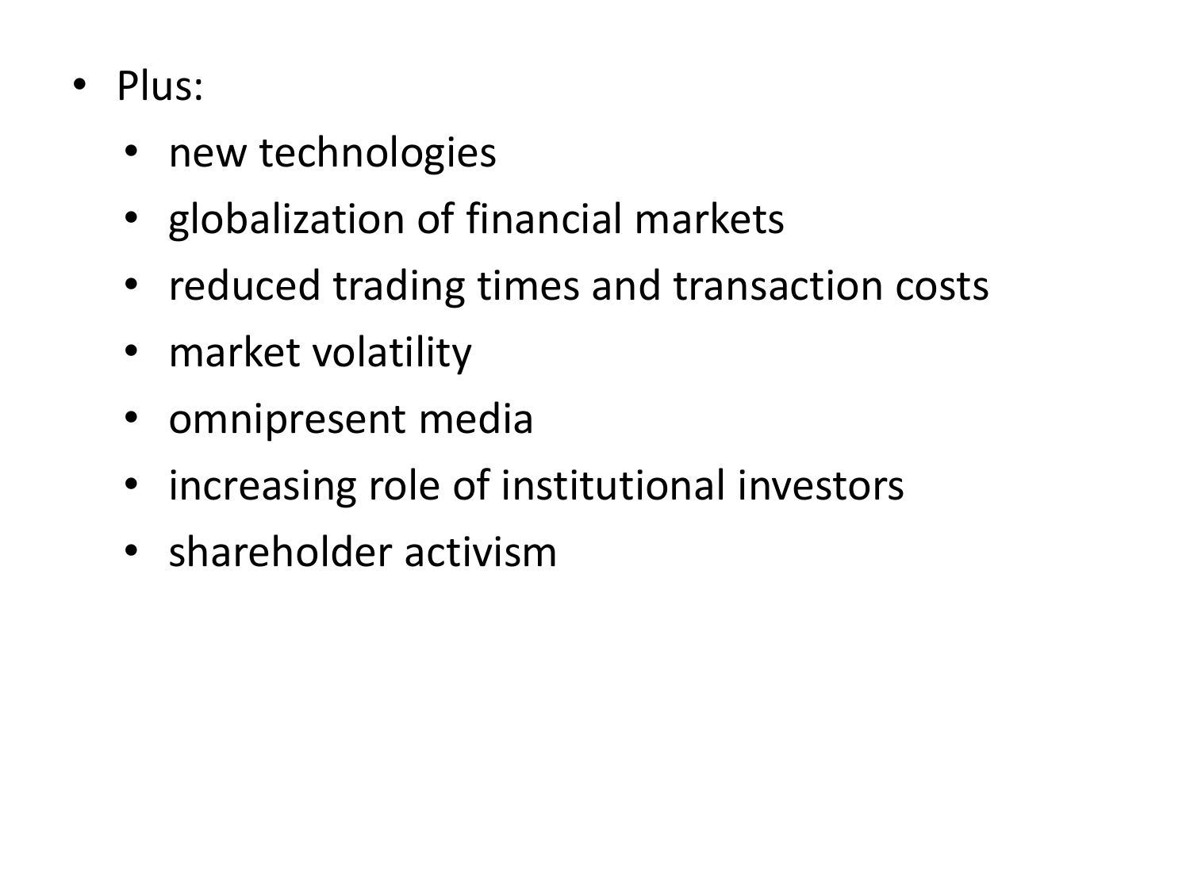- Plus:
  - new technologies
  - globalization of financial markets
  - reduced trading times and transaction costs
  - market volatility
  - omnipresent media
  - increasing role of institutional investors
  - shareholder activism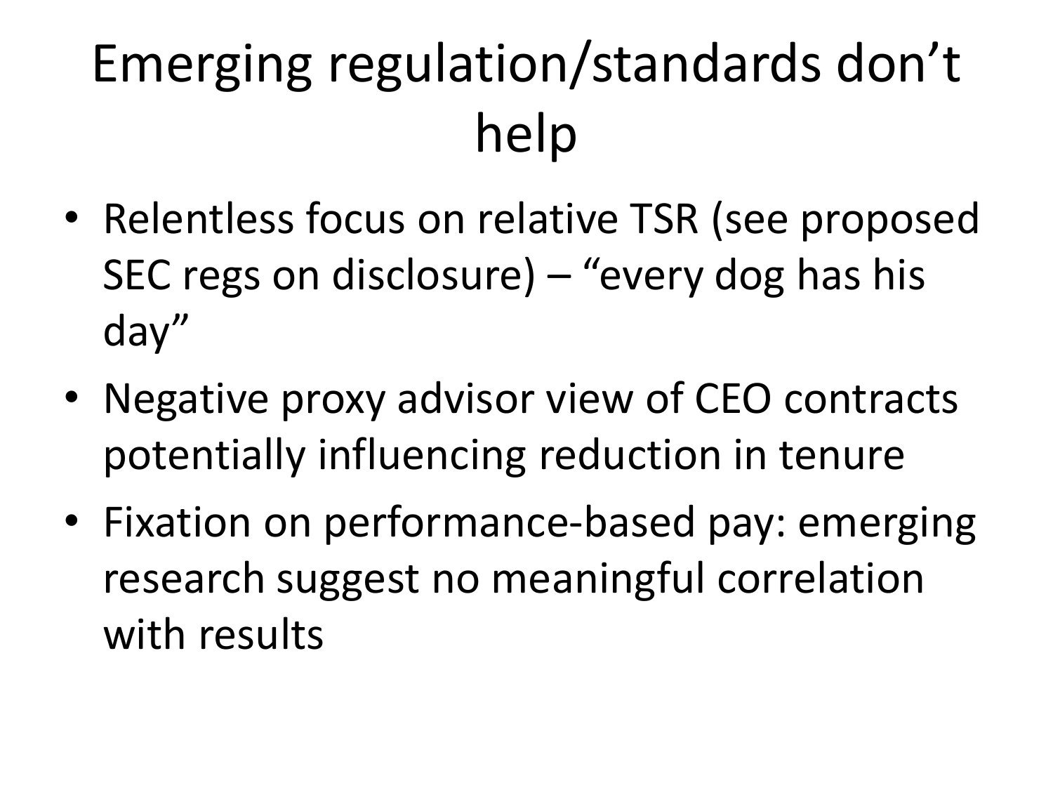# Emerging regulation/standards don't help

- Relentless focus on relative TSR (see proposed SEC regs on disclosure) – "every dog has his day"
- Negative proxy advisor view of CEO contracts potentially influencing reduction in tenure
- Fixation on performance-based pay: emerging research suggest no meaningful correlation with results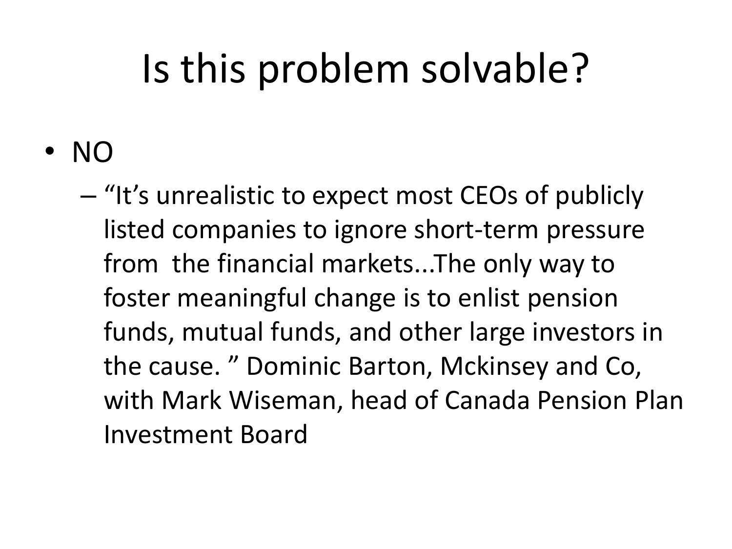# Is this problem solvable?

- NO
  - "It's unrealistic to expect most CEOs of publicly listed companies to ignore short-term pressure from the financial markets...The only way to foster meaningful change is to enlist pension funds, mutual funds, and other large investors in the cause. " Dominic Barton, Mckinsey and Co, with Mark Wiseman, head of Canada Pension Plan Investment Board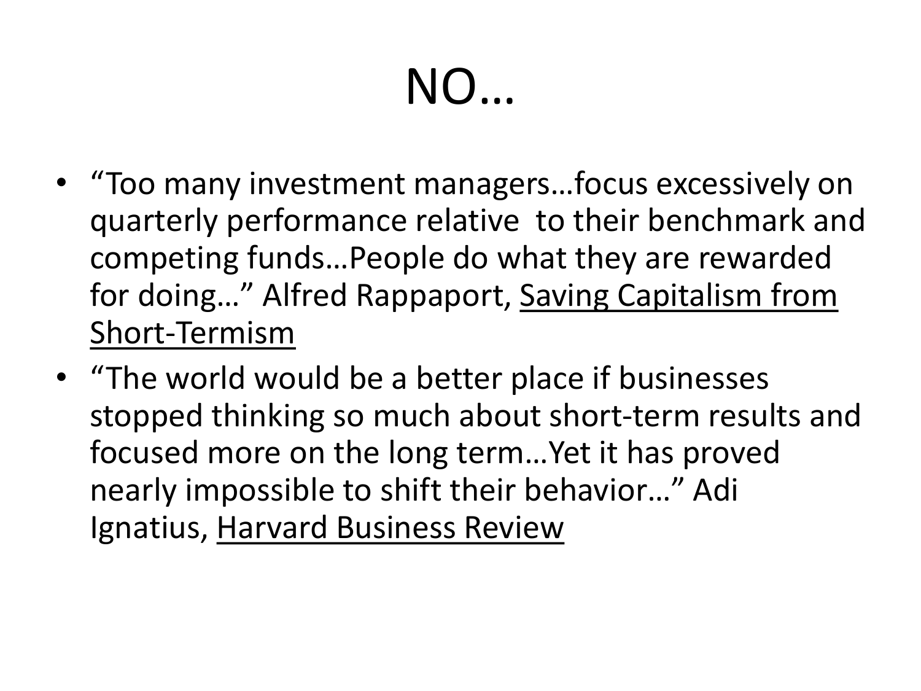# NO…

- "Too many investment managers…focus excessively on quarterly performance relative  to their benchmark and competing funds…People do what they are rewarded for doing…" Alfred Rappaport, <u>Saving Capitalism from Short-Termism</u>
- "The world would be a better place if businesses stopped thinking so much about short-term results and focused more on the long term…Yet it has proved nearly impossible to shift their behavior…" Adi Ignatius, <u>Harvard Business Review</u>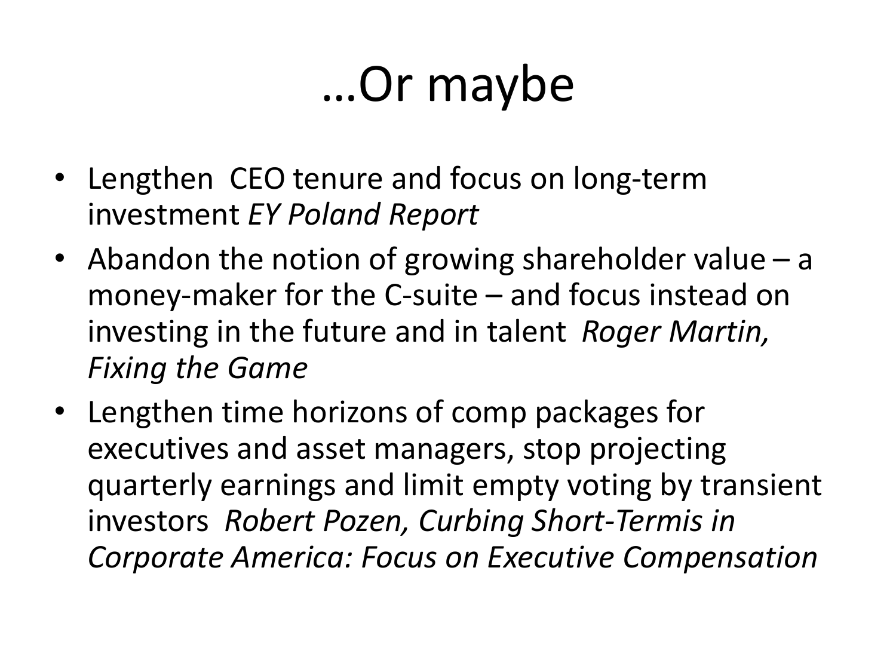# …Or maybe

- Lengthen CEO tenure and focus on long-term investment *EY Poland Report*
- Abandon the notion of growing shareholder value – a money-maker for the C-suite – and focus instead on investing in the future and in talent *Roger Martin, Fixing the Game*
- Lengthen time horizons of comp packages for executives and asset managers, stop projecting quarterly earnings and limit empty voting by transient investors *Robert Pozen, Curbing Short-Termis in Corporate America: Focus on Executive Compensation*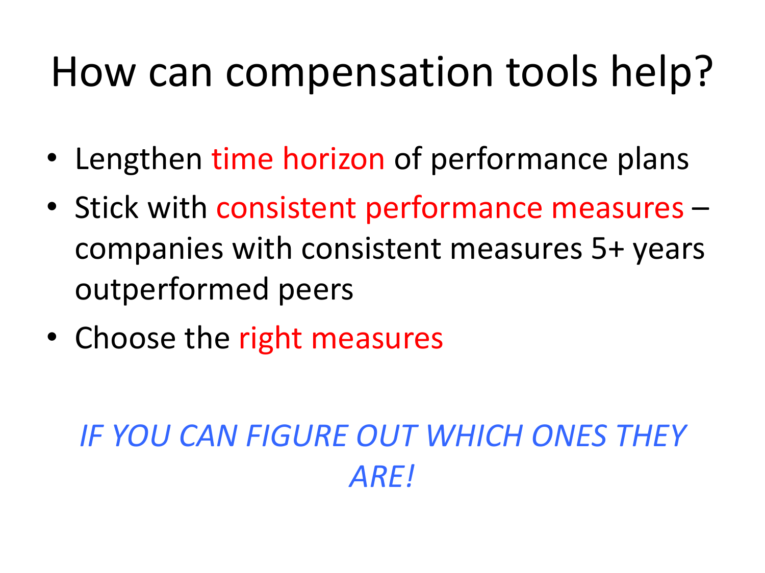# How can compensation tools help?

- Lengthen time horizon of performance plans
- Stick with consistent performance measures – companies with consistent measures 5+ years outperformed peers
- Choose the right measures

*IF YOU CAN FIGURE OUT WHICH ONES THEY ARE!*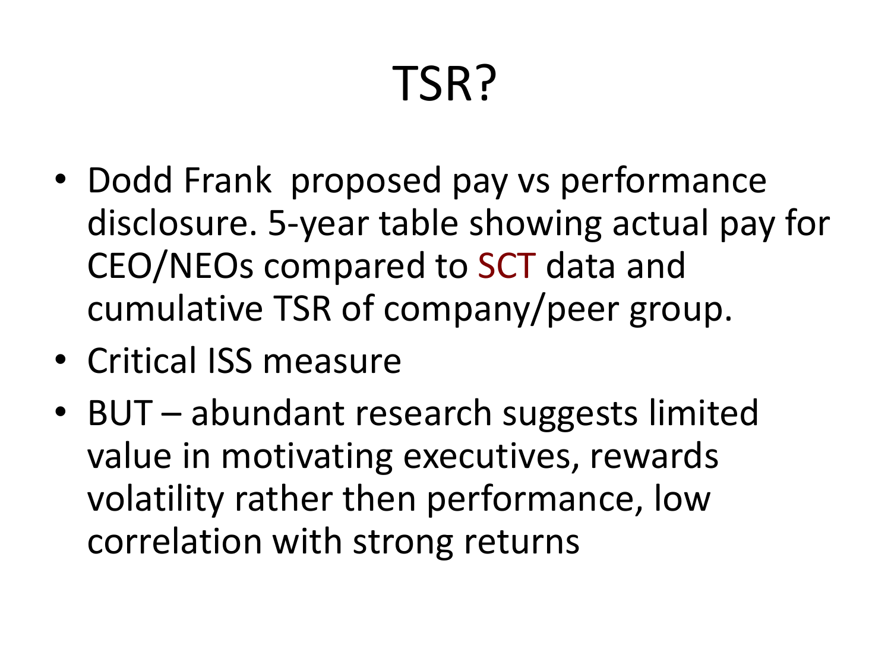# TSR?

- Dodd Frank  proposed pay vs performance disclosure. 5-year table showing actual pay for CEO/NEOs compared to SCT data and cumulative TSR of company/peer group.
- Critical ISS measure
- BUT – abundant research suggests limited value in motivating executives, rewards volatility rather then performance, low correlation with strong returns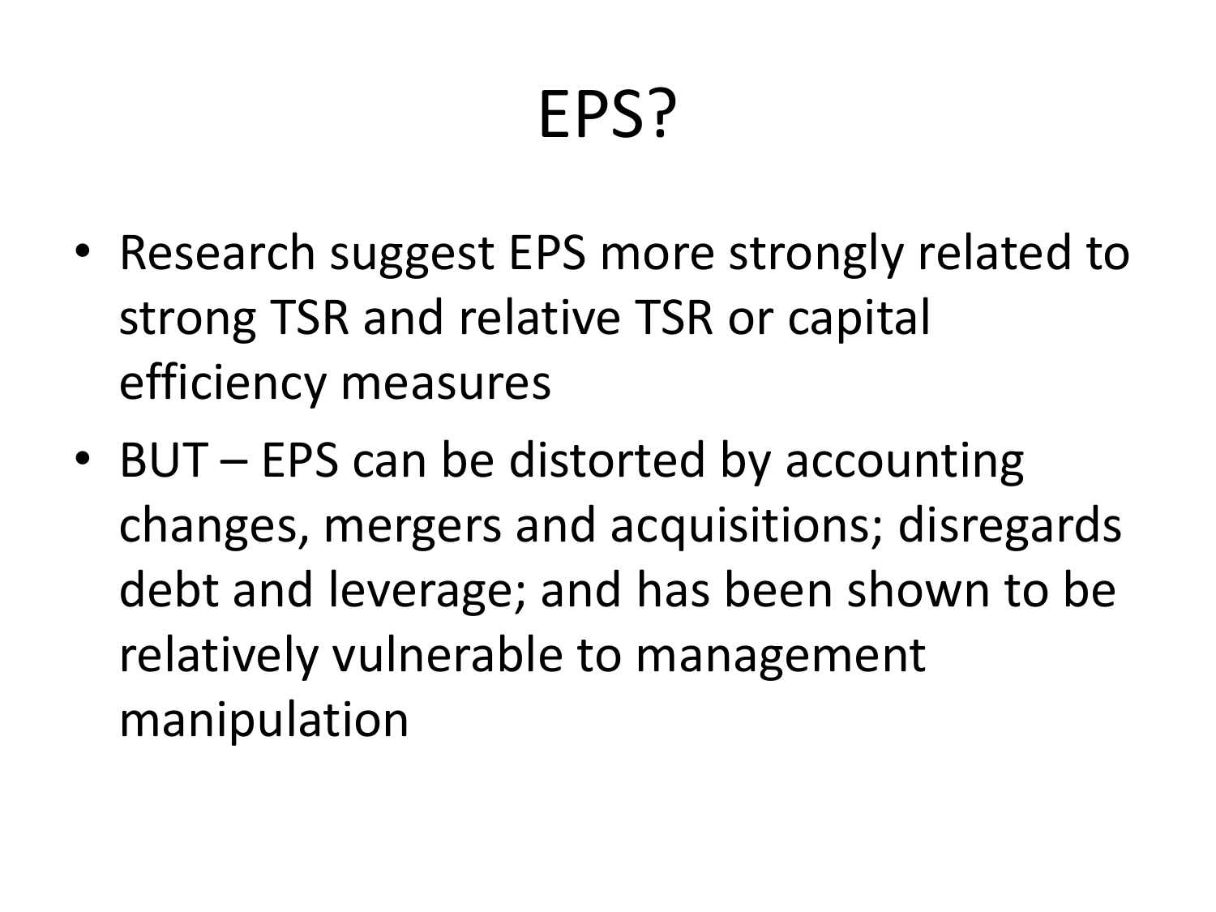# EPS?

- Research suggest EPS more strongly related to strong TSR and relative TSR or capital efficiency measures
- BUT – EPS can be distorted by accounting changes, mergers and acquisitions; disregards debt and leverage; and has been shown to be relatively vulnerable to management manipulation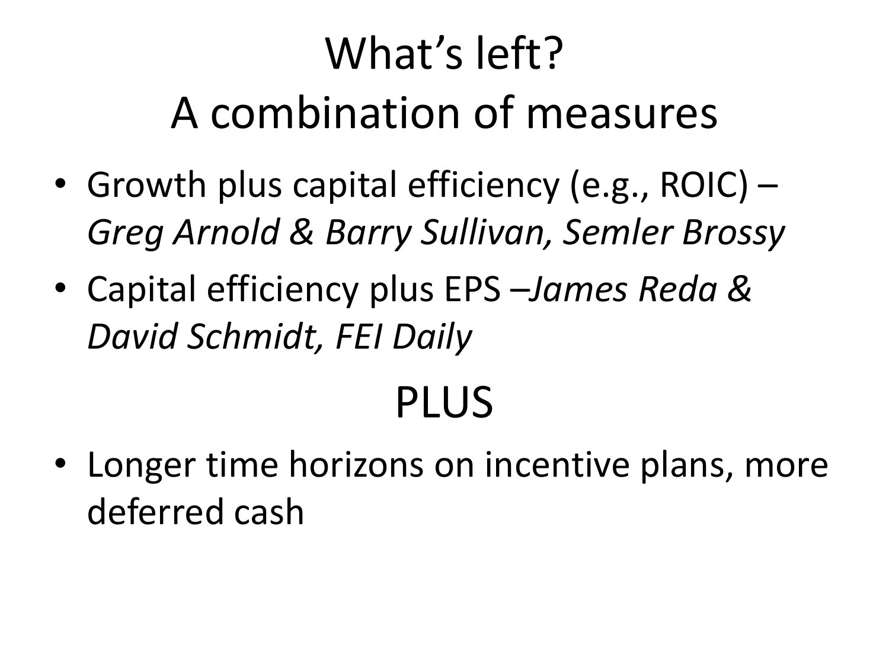# What's left?
# A combination of measures

- Growth plus capital efficiency (e.g., ROIC) – *Greg Arnold & Barry Sullivan, Semler Brossy*
- Capital efficiency plus EPS –*James Reda & David Schmidt, FEI Daily*

## PLUS

- Longer time horizons on incentive plans, more deferred cash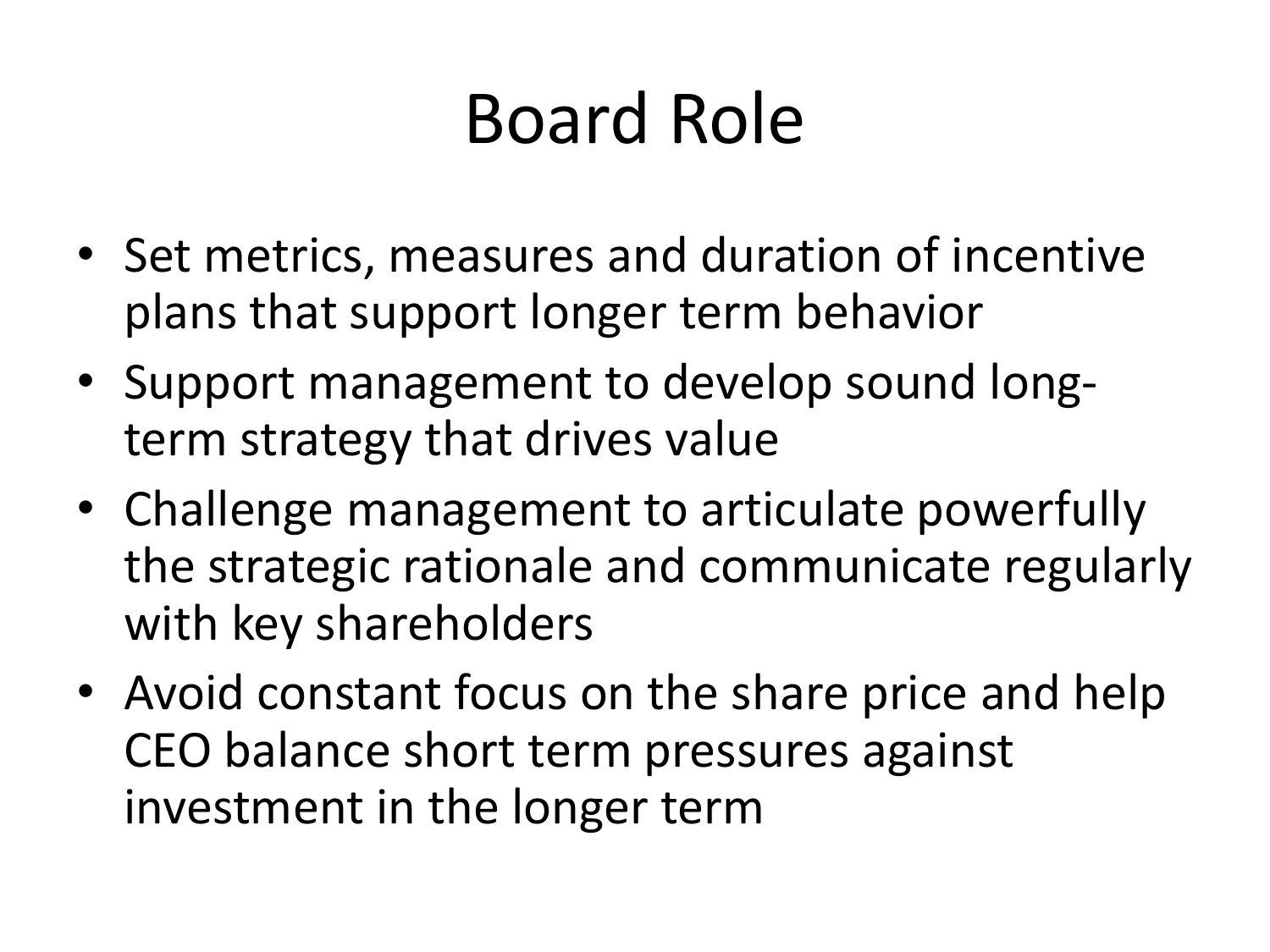# Board Role

- Set metrics, measures and duration of incentive plans that support longer term behavior
- Support management to develop sound long-term strategy that drives value
- Challenge management to articulate powerfully the strategic rationale and communicate regularly with key shareholders
- Avoid constant focus on the share price and help CEO balance short term pressures against investment in the longer term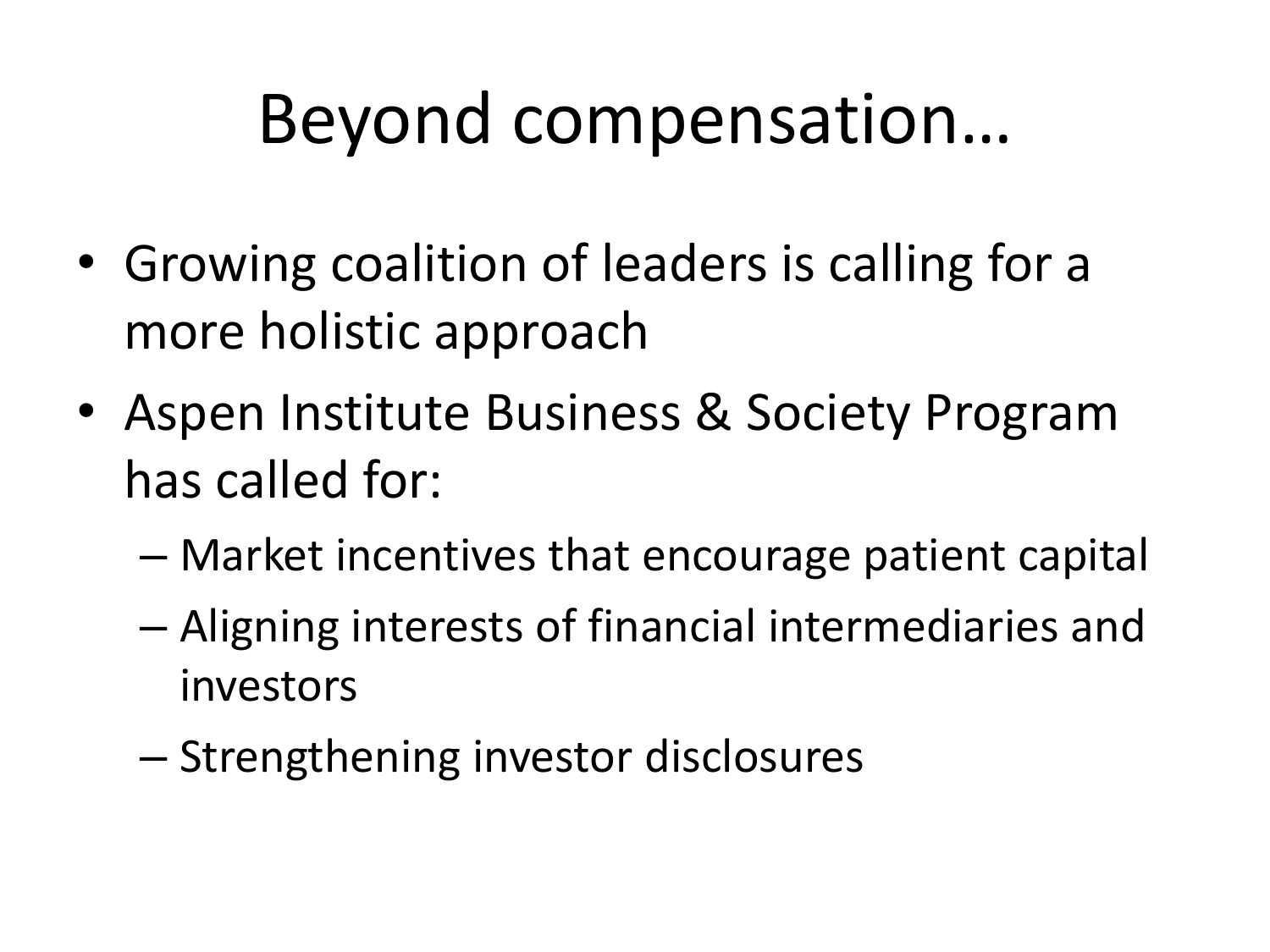# Beyond compensation…

- Growing coalition of leaders is calling for a more holistic approach
- Aspen Institute Business & Society Program has called for:
  - Market incentives that encourage patient capital
  - Aligning interests of financial intermediaries and investors
  - Strengthening investor disclosures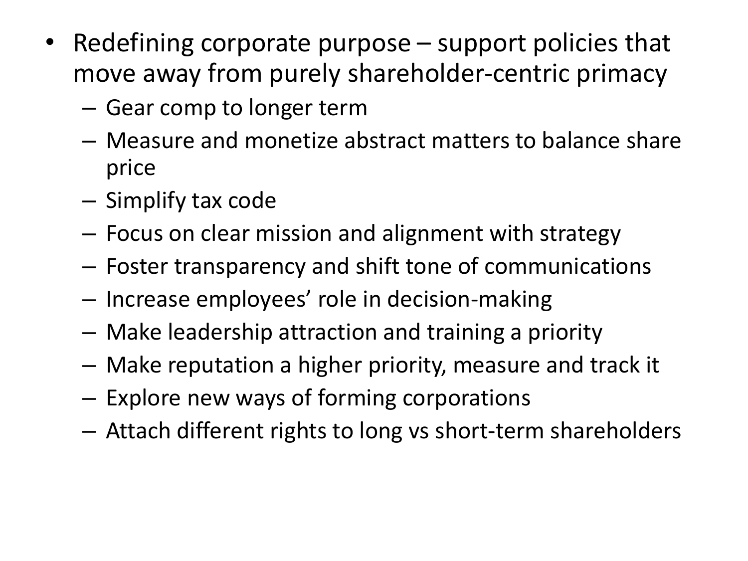- Redefining corporate purpose – support policies that move away from purely shareholder-centric primacy
  - Gear comp to longer term
  - Measure and monetize abstract matters to balance share price
  - Simplify tax code
  - Focus on clear mission and alignment with strategy
  - Foster transparency and shift tone of communications
  - Increase employees' role in decision-making
  - Make leadership attraction and training a priority
  - Make reputation a higher priority, measure and track it
  - Explore new ways of forming corporations
  - Attach different rights to long vs short-term shareholders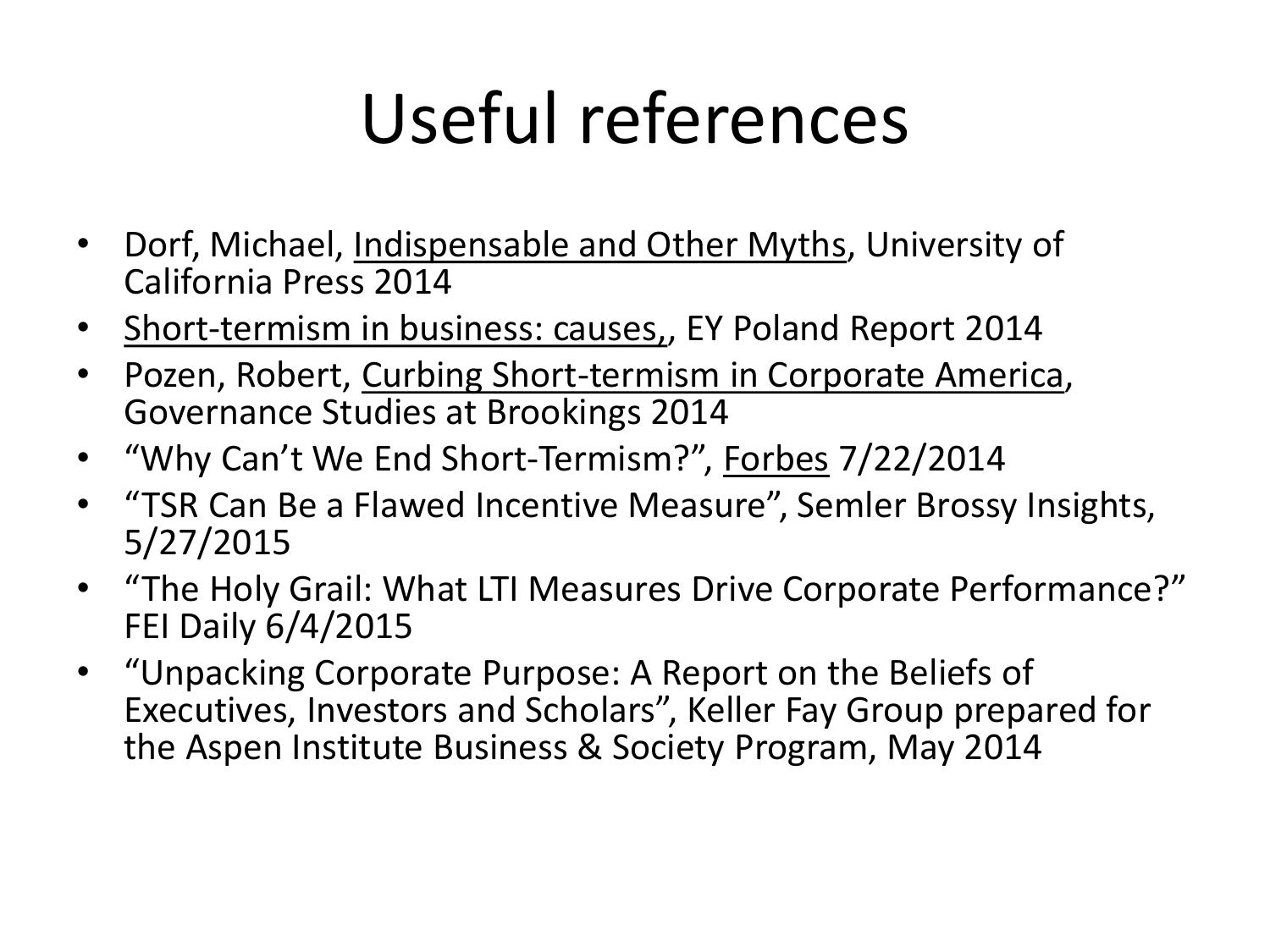# Useful references

- Dorf, Michael, Indispensable and Other Myths, University of California Press 2014
- Short-termism in business: causes,, EY Poland Report 2014
- Pozen, Robert, Curbing Short-termism in Corporate America, Governance Studies at Brookings 2014
- “Why Can’t We End Short-Termism?”, Forbes 7/22/2014
- “TSR Can Be a Flawed Incentive Measure”, Semler Brossy Insights, 5/27/2015
- “The Holy Grail: What LTI Measures Drive Corporate Performance?” FEI Daily 6/4/2015
- “Unpacking Corporate Purpose: A Report on the Beliefs of Executives, Investors and Scholars”, Keller Fay Group prepared for the Aspen Institute Business & Society Program, May 2014